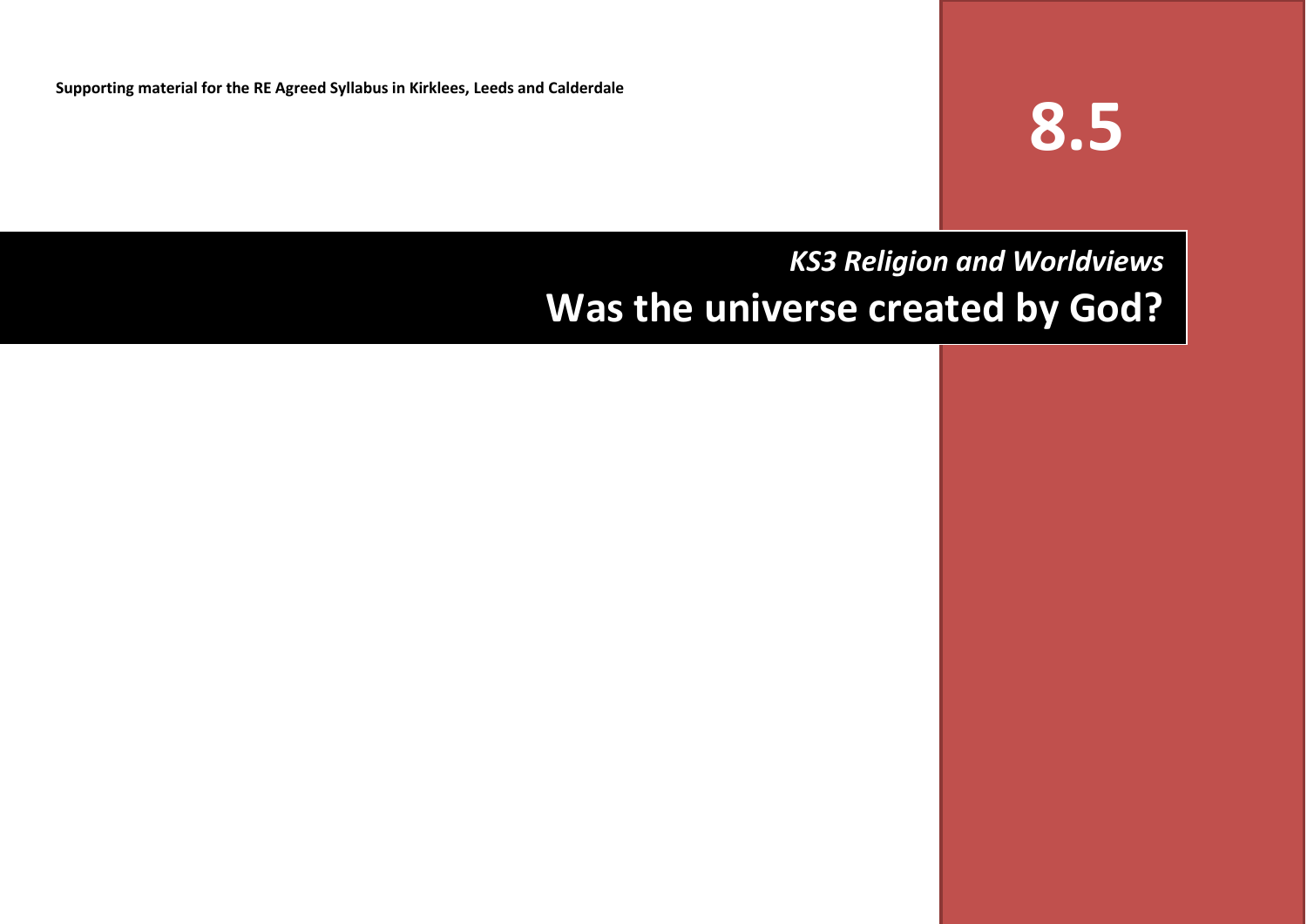**Supporting material for the RE Agreed Syllabus in Kirklees, Leeds and Calderdale**

# 8.5

*KS3 Religion and Worldviews*

# Was the universe created by God?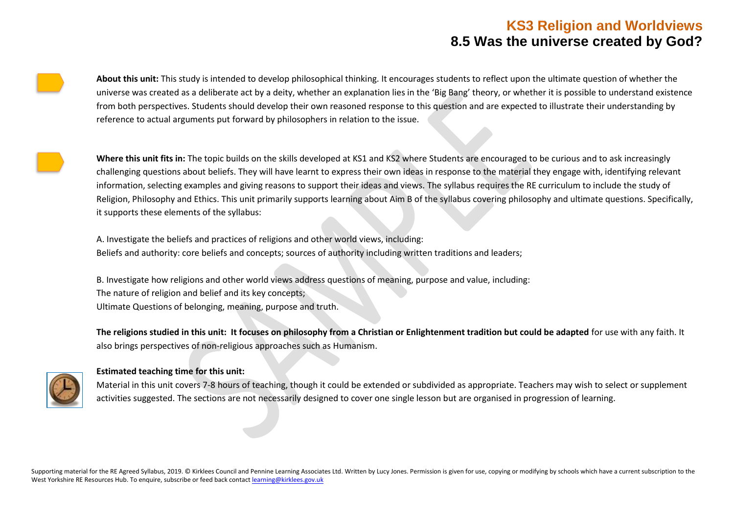# KS3 Religion and Worldviews
## 8.5 Was the universe created by God?

**About this unit:** This study is intended to develop philosophical thinking. It encourages students to reflect upon the ultimate question of whether the universe was created as a deliberate act by a deity, whether an explanation lies in the 'Big Bang' theory, or whether it is possible to understand existence from both perspectives. Students should develop their own reasoned response to this question and are expected to illustrate their understanding by reference to actual arguments put forward by philosophers in relation to the issue.

**Where this unit fits in:** The topic builds on the skills developed at KS1 and KS2 where Students are encouraged to be curious and to ask increasingly challenging questions about beliefs. They will have learnt to express their own ideas in response to the material they engage with, identifying relevant information, selecting examples and giving reasons to support their ideas and views. The syllabus requires the RE curriculum to include the study of Religion, Philosophy and Ethics. This unit primarily supports learning about Aim B of the syllabus covering philosophy and ultimate questions. Specifically, it supports these elements of the syllabus:

A. Investigate the beliefs and practices of religions and other world views, including:
Beliefs and authority: core beliefs and concepts; sources of authority including written traditions and leaders;

B. Investigate how religions and other world views address questions of meaning, purpose and value, including:
The nature of religion and belief and its key concepts;
Ultimate Questions of belonging, meaning, purpose and truth.

**The religions studied in this unit: It focuses on philosophy from a Christian or Enlightenment tradition but could be adapted** for use with any faith. It also brings perspectives of non-religious approaches such as Humanism.

**Estimated teaching time for this unit:**
Material in this unit covers 7-8 hours of teaching, though it could be extended or subdivided as appropriate. Teachers may wish to select or supplement activities suggested. The sections are not necessarily designed to cover one single lesson but are organised in progression of learning.

Supporting material for the RE Agreed Syllabus, 2019. © Kirklees Council and Pennine Learning Associates Ltd. Written by Lucy Jones. Permission is given for use, copying or modifying by schools which have a current subscription to the West Yorkshire RE Resources Hub. To enquire, subscribe or feed back contact learning@kirklees.gov.uk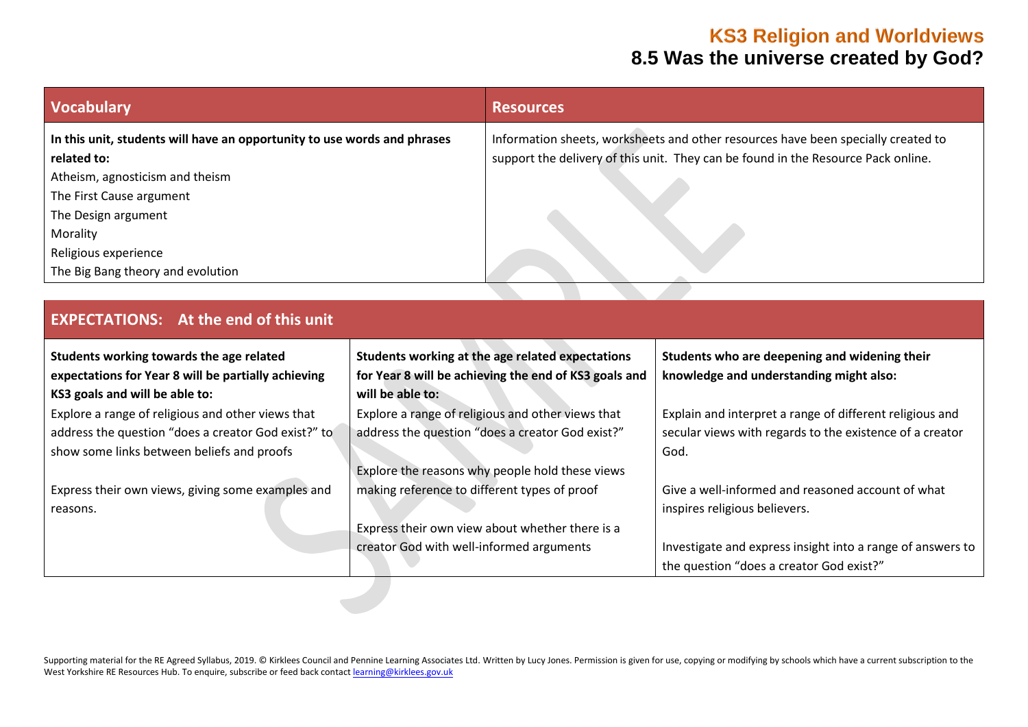# KS3 Religion and Worldviews
## 8.5 Was the universe created by God?

| Vocabulary | Resources |
| --- | --- |
| **In this unit, students will have an opportunity to use words and phrases related to:**<br>Atheism, agnosticism and theism<br>The First Cause argument<br>The Design argument<br>Morality<br>Religious experience<br>The Big Bang theory and evolution | Information sheets, worksheets and other resources have been specially created to support the delivery of this unit. They can be found in the Resource Pack online. |

| EXPECTATIONS: At the end of this unit | | |
| --- | --- | --- |
| **Students working towards the age related expectations for Year 8 will be partially achieving KS3 goals and will be able to:** | **Students working at the age related expectations for Year 8 will be achieving the end of KS3 goals and will be able to:** | **Students who are deepening and widening their knowledge and understanding might also:** |
| Explore a range of religious and other views that address the question "does a creator God exist?" to show some links between beliefs and proofs<br><br>Express their own views, giving some examples and reasons. | Explore a range of religious and other views that address the question "does a creator God exist?"<br><br>Explore the reasons why people hold these views making reference to different types of proof<br><br>Express their own view about whether there is a creator God with well-informed arguments | Explain and interpret a range of different religious and secular views with regards to the existence of a creator God.<br><br>Give a well-informed and reasoned account of what inspires religious believers.<br><br>Investigate and express insight into a range of answers to the question "does a creator God exist?" |

Supporting material for the RE Agreed Syllabus, 2019. © Kirklees Council and Pennine Learning Associates Ltd. Written by Lucy Jones. Permission is given for use, copying or modifying by schools which have a current subscription to the West Yorkshire RE Resources Hub. To enquire, subscribe or feed back contact learning@kirklees.gov.uk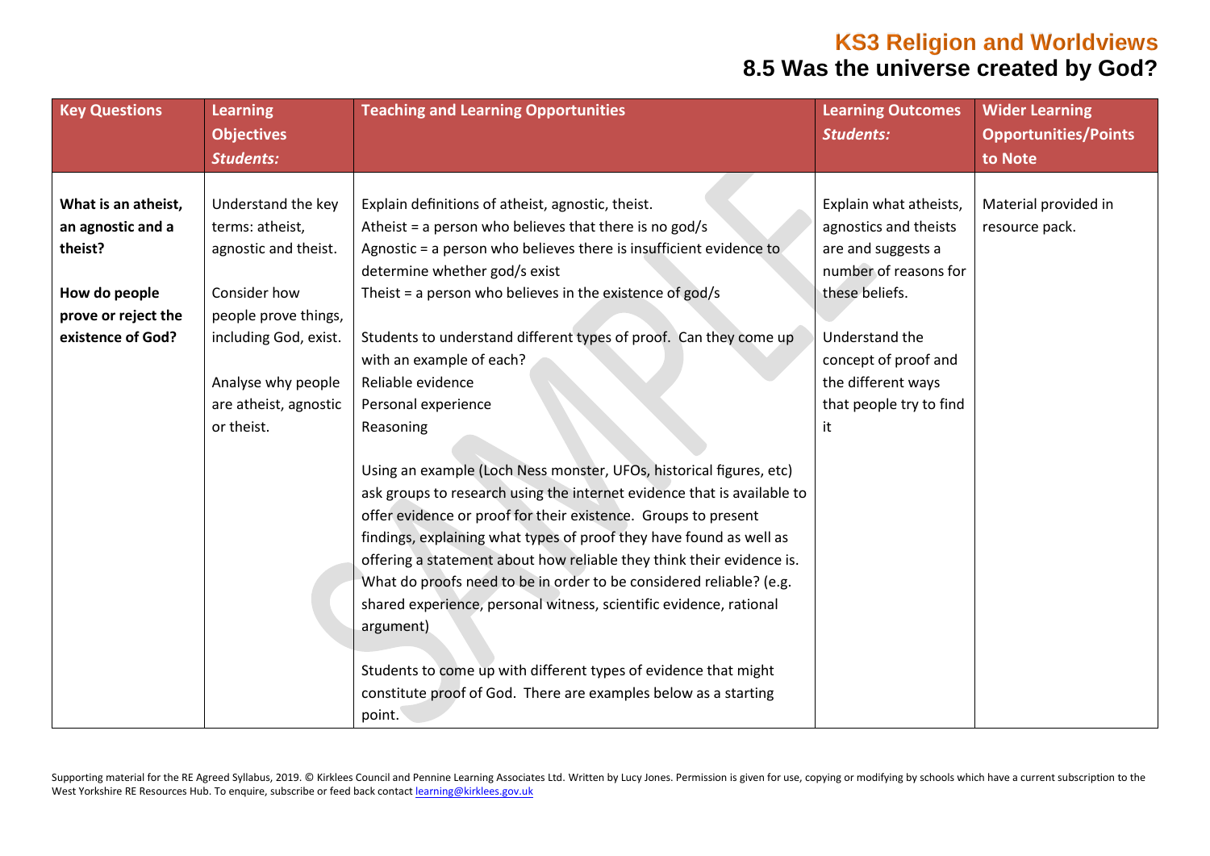# KS3 Religion and Worldviews

## 8.5 Was the universe created by God?

| Key Questions | Learning Objectives *Students:* | Teaching and Learning Opportunities | Learning Outcomes *Students:* | Wider Learning Opportunities/Points to Note |
|---|---|---|---|---|
| **What is an atheist, an agnostic and a theist?**<br><br>**How do people prove or reject the existence of God?** | Understand the key terms: atheist, agnostic and theist.<br><br>Consider how people prove things, including God, exist.<br><br>Analyse why people are atheist, agnostic or theist. | Explain definitions of atheist, agnostic, theist.<br>Atheist = a person who believes that there is no god/s<br>Agnostic = a person who believes there is insufficient evidence to determine whether god/s exist<br>Theist = a person who believes in the existence of god/s<br><br>Students to understand different types of proof. Can they come up with an example of each?<br>Reliable evidence<br>Personal experience<br>Reasoning<br><br>Using an example (Loch Ness monster, UFOs, historical figures, etc) ask groups to research using the internet evidence that is available to offer evidence or proof for their existence. Groups to present findings, explaining what types of proof they have found as well as offering a statement about how reliable they think their evidence is. What do proofs need to be in order to be considered reliable? (e.g. shared experience, personal witness, scientific evidence, rational argument)<br><br>Students to come up with different types of evidence that might constitute proof of God. There are examples below as a starting point. | Explain what atheists, agnostics and theists are and suggests a number of reasons for these beliefs.<br><br>Understand the concept of proof and the different ways that people try to find it | Material provided in resource pack. |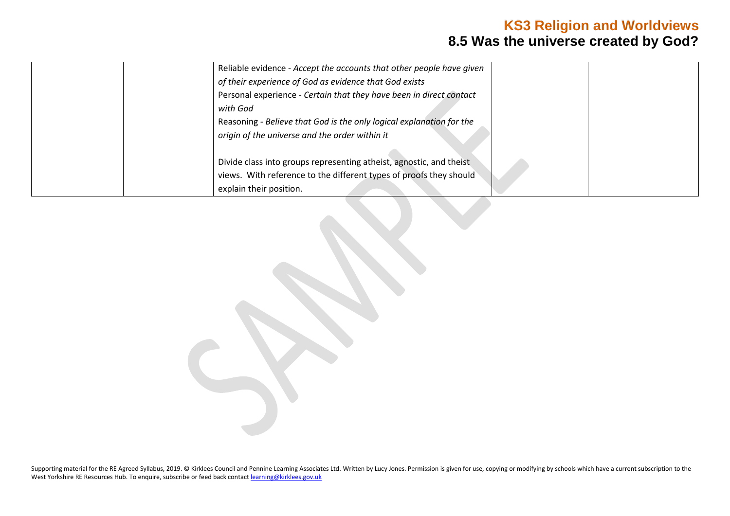| | | | | |
|---|---|---|---|---|
| | | Reliable evidence - *Accept the accounts that other people have given of their experience of God as evidence that God exists*<br>Personal experience - *Certain that they have been in direct contact with God*<br>Reasoning - *Believe that God is the only logical explanation for the origin of the universe and the order within it*<br><br>Divide class into groups representing atheist, agnostic, and theist views. With reference to the different types of proofs they should explain their position. | | |

Supporting material for the RE Agreed Syllabus, 2019. © Kirklees Council and Pennine Learning Associates Ltd. Written by Lucy Jones. Permission is given for use, copying or modifying by schools which have a current subscription to the West Yorkshire RE Resources Hub. To enquire, subscribe or feed back contact learning@kirklees.gov.uk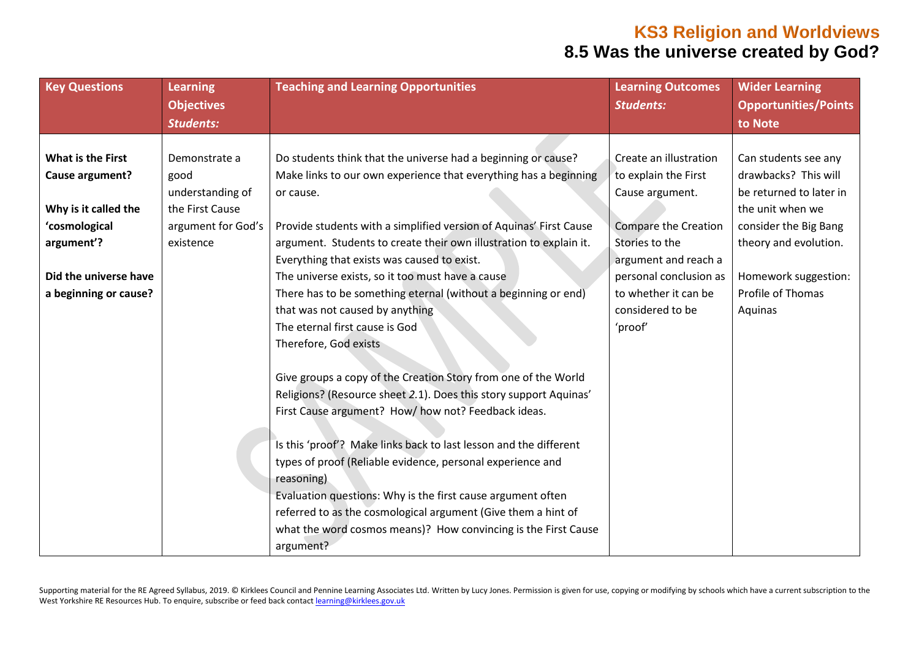# KS3 Religion and Worldviews

## 8.5 Was the universe created by God?

| Key Questions | Learning Objectives *Students:* | Teaching and Learning Opportunities | Learning Outcomes *Students:* | Wider Learning Opportunities/Points to Note |
|---|---|---|---|---|
| **What is the First Cause argument?**<br><br>**Why is it called the 'cosmological argument'?**<br><br>**Did the universe have a beginning or cause?** | Demonstrate a good understanding of the First Cause argument for God's existence | Do students think that the universe had a beginning or cause? Make links to our own experience that everything has a beginning or cause.<br><br>Provide students with a simplified version of Aquinas' First Cause argument. Students to create their own illustration to explain it.<br>Everything that exists was caused to exist.<br>The universe exists, so it too must have a cause<br>There has to be something eternal (without a beginning or end) that was not caused by anything<br>The eternal first cause is God<br>Therefore, God exists<br><br>Give groups a copy of the Creation Story from one of the World Religions? (Resource sheet *2*.1). Does this story support Aquinas' First Cause argument? How/ how not? Feedback ideas.<br><br>Is this 'proof'? Make links back to last lesson and the different types of proof (Reliable evidence, personal experience and reasoning)<br>Evaluation questions: Why is the first cause argument often referred to as the cosmological argument (Give them a hint of what the word cosmos means)? How convincing is the First Cause argument? | Create an illustration to explain the First Cause argument.<br><br>Compare the Creation Stories to the argument and reach a personal conclusion as to whether it can be considered to be 'proof' | Can students see any drawbacks? This will be returned to later in the unit when we consider the Big Bang theory and evolution.<br><br>Homework suggestion: Profile of Thomas Aquinas |

Supporting material for the RE Agreed Syllabus, 2019. © Kirklees Council and Pennine Learning Associates Ltd. Written by Lucy Jones. Permission is given for use, copying or modifying by schools which have a current subscription to the West Yorkshire RE Resources Hub. To enquire, subscribe or feed back contact learning@kirklees.gov.uk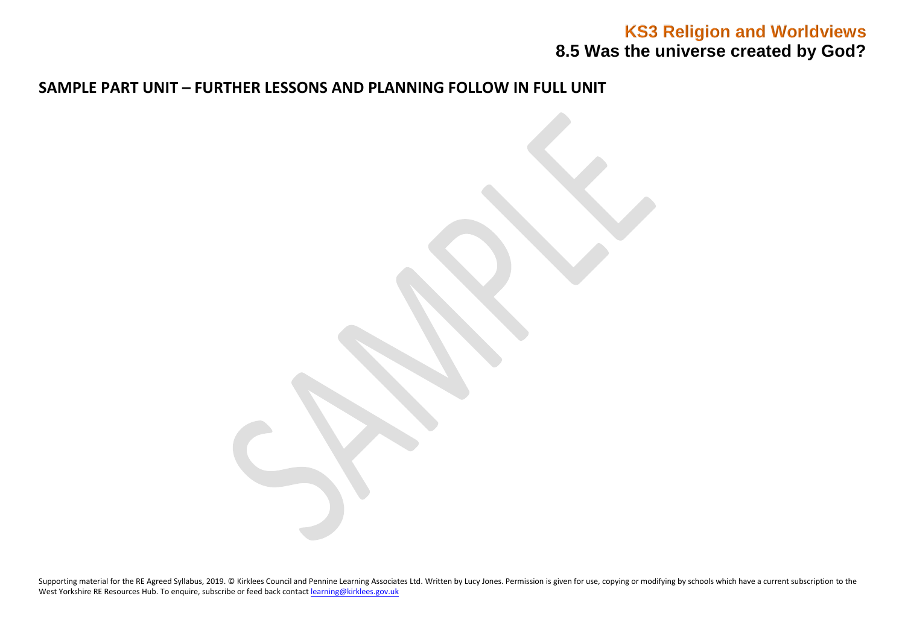# SAMPLE PART UNIT – FURTHER LESSONS AND PLANNING FOLLOW IN FULL UNIT

SAMPLE

Supporting material for the RE Agreed Syllabus, 2019. © Kirklees Council and Pennine Learning Associates Ltd. Written by Lucy Jones. Permission is given for use, copying or modifying by schools which have a current subscription to the West Yorkshire RE Resources Hub. To enquire, subscribe or feed back contact learning@kirklees.gov.uk